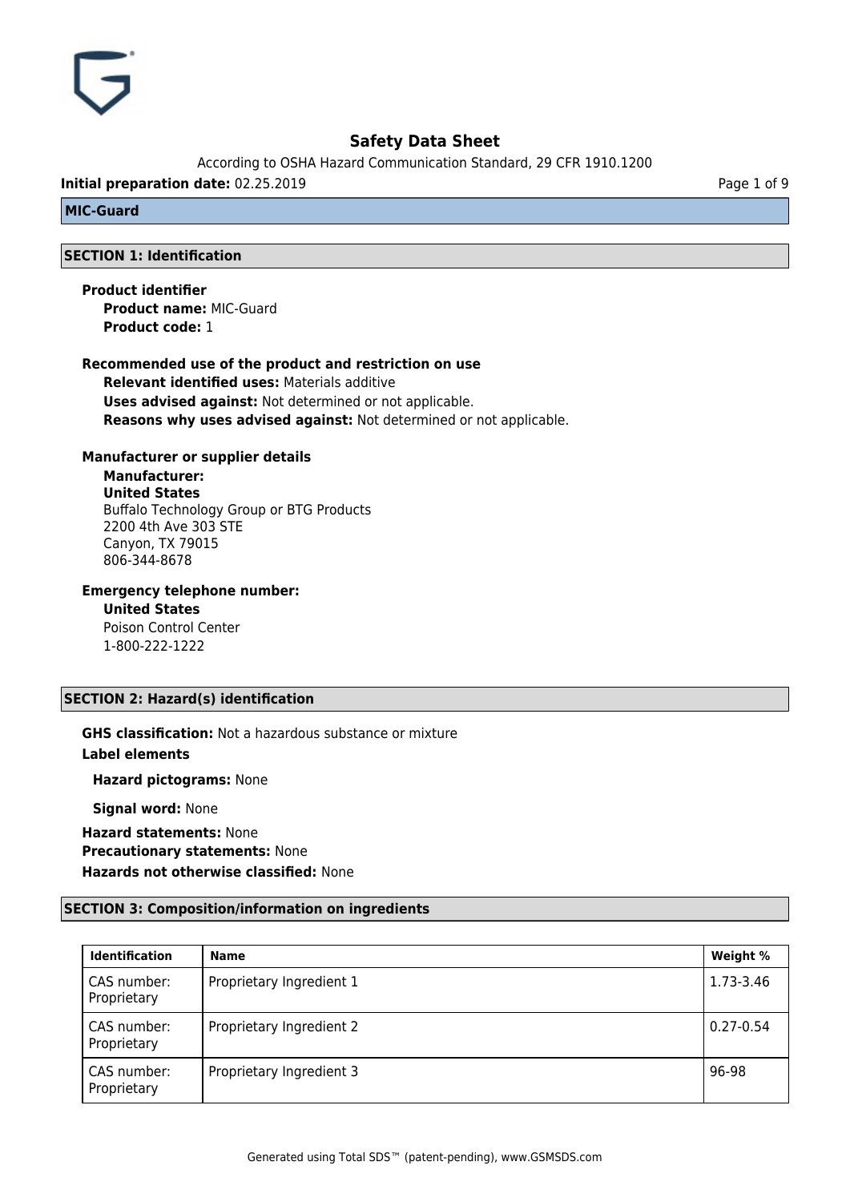# Safety Data Sheet

According to OSHA Hazard Communication Standard, 29 CFR 1910.1200

**Initial preparation date:** 02.25.2019

**MIC-Guard**

## SECTION 1: Identification

**Product identifier**

**Product name:** MIC-Guard
**Product code:** 1

**Recommended use of the product and restriction on use**

**Relevant identified uses:** Materials additive
**Uses advised against:** Not determined or not applicable.
**Reasons why uses advised against:** Not determined or not applicable.

**Manufacturer or supplier details**

**Manufacturer:**
**United States**
Buffalo Technology Group or BTG Products
2200 4th Ave 303 STE
Canyon, TX 79015
806-344-8678

**Emergency telephone number:**
**United States**
Poison Control Center
1-800-222-1222

## SECTION 2: Hazard(s) identification

**GHS classification:** Not a hazardous substance or mixture

**Label elements**

**Hazard pictograms:** None

**Signal word:** None

**Hazard statements:** None
**Precautionary statements:** None
**Hazards not otherwise classified:** None

## SECTION 3: Composition/information on ingredients

| Identification | Name | Weight % |
|---|---|---|
| CAS number: Proprietary | Proprietary Ingredient 1 | 1.73-3.46 |
| CAS number: Proprietary | Proprietary Ingredient 2 | 0.27-0.54 |
| CAS number: Proprietary | Proprietary Ingredient 3 | 96-98 |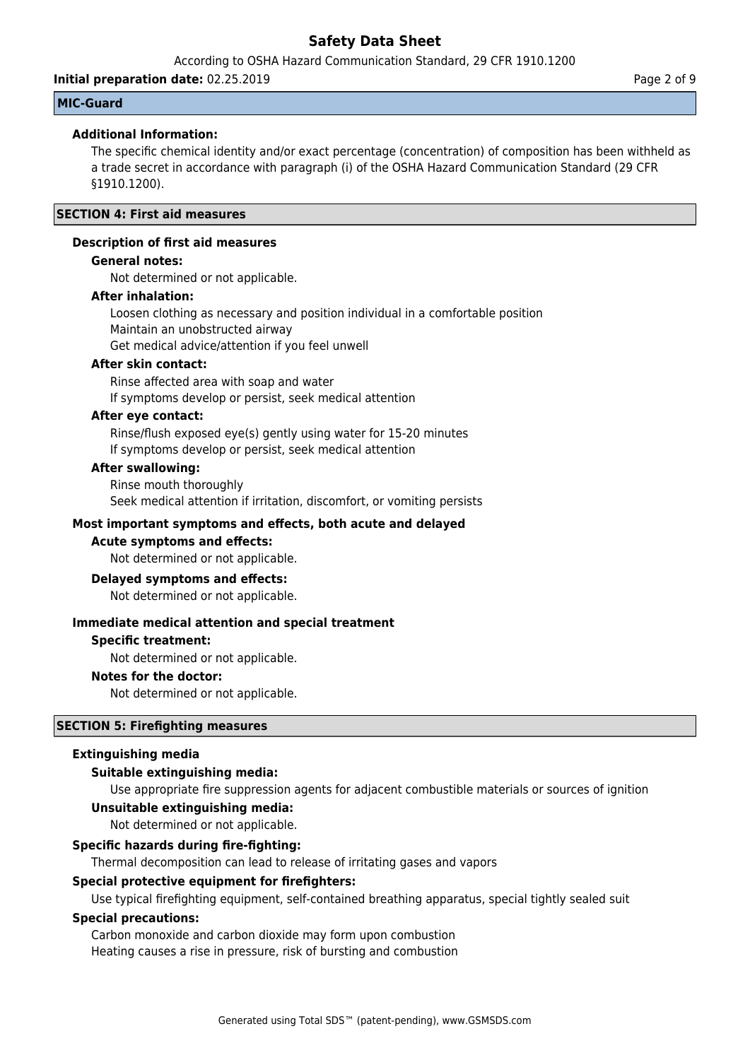**MIC-Guard**

**Additional Information:**

The specific chemical identity and/or exact percentage (concentration) of composition has been withheld as a trade secret in accordance with paragraph (i) of the OSHA Hazard Communication Standard (29 CFR §1910.1200).

## SECTION 4: First aid measures

### Description of first aid measures

**General notes:**

Not determined or not applicable.

**After inhalation:**

Loosen clothing as necessary and position individual in a comfortable position
Maintain an unobstructed airway
Get medical advice/attention if you feel unwell

**After skin contact:**

Rinse affected area with soap and water
If symptoms develop or persist, seek medical attention

**After eye contact:**

Rinse/flush exposed eye(s) gently using water for 15-20 minutes
If symptoms develop or persist, seek medical attention

**After swallowing:**

Rinse mouth thoroughly
Seek medical attention if irritation, discomfort, or vomiting persists

### Most important symptoms and effects, both acute and delayed

**Acute symptoms and effects:**

Not determined or not applicable.

**Delayed symptoms and effects:**

Not determined or not applicable.

### Immediate medical attention and special treatment

**Specific treatment:**

Not determined or not applicable.

**Notes for the doctor:**

Not determined or not applicable.

## SECTION 5: Firefighting measures

### Extinguishing media

**Suitable extinguishing media:**

Use appropriate fire suppression agents for adjacent combustible materials or sources of ignition

**Unsuitable extinguishing media:**

Not determined or not applicable.

**Specific hazards during fire-fighting:**

Thermal decomposition can lead to release of irritating gases and vapors

**Special protective equipment for firefighters:**

Use typical firefighting equipment, self-contained breathing apparatus, special tightly sealed suit

**Special precautions:**

Carbon monoxide and carbon dioxide may form upon combustion
Heating causes a rise in pressure, risk of bursting and combustion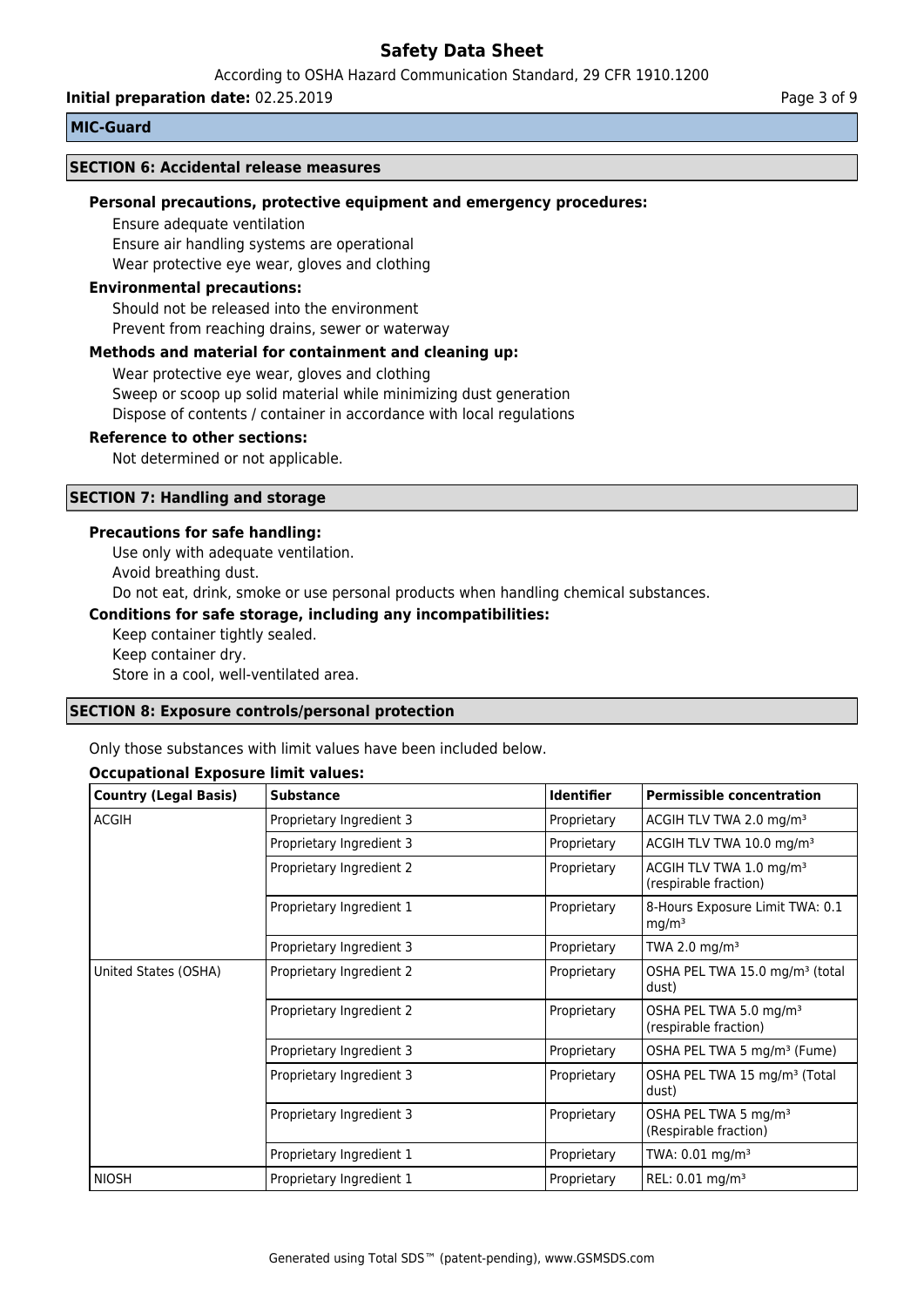**MIC-Guard**

## SECTION 6: Accidental release measures

### Personal precautions, protective equipment and emergency procedures:

Ensure adequate ventilation
Ensure air handling systems are operational
Wear protective eye wear, gloves and clothing

### Environmental precautions:

Should not be released into the environment
Prevent from reaching drains, sewer or waterway

### Methods and material for containment and cleaning up:

Wear protective eye wear, gloves and clothing
Sweep or scoop up solid material while minimizing dust generation
Dispose of contents / container in accordance with local regulations

### Reference to other sections:

Not determined or not applicable.

## SECTION 7: Handling and storage

### Precautions for safe handling:

Use only with adequate ventilation.
Avoid breathing dust.
Do not eat, drink, smoke or use personal products when handling chemical substances.

### Conditions for safe storage, including any incompatibilities:

Keep container tightly sealed.
Keep container dry.
Store in a cool, well-ventilated area.

## SECTION 8: Exposure controls/personal protection

Only those substances with limit values have been included below.

### Occupational Exposure limit values:

| Country (Legal Basis) | Substance | Identifier | Permissible concentration |
|---|---|---|---|
| ACGIH | Proprietary Ingredient 3 | Proprietary | ACGIH TLV TWA 2.0 mg/m³ |
| | Proprietary Ingredient 3 | Proprietary | ACGIH TLV TWA 10.0 mg/m³ |
| | Proprietary Ingredient 2 | Proprietary | ACGIH TLV TWA 1.0 mg/m³ (respirable fraction) |
| | Proprietary Ingredient 1 | Proprietary | 8-Hours Exposure Limit TWA: 0.1 mg/m³ |
| | Proprietary Ingredient 3 | Proprietary | TWA 2.0 mg/m³ |
| United States (OSHA) | Proprietary Ingredient 2 | Proprietary | OSHA PEL TWA 15.0 mg/m³ (total dust) |
| | Proprietary Ingredient 2 | Proprietary | OSHA PEL TWA 5.0 mg/m³ (respirable fraction) |
| | Proprietary Ingredient 3 | Proprietary | OSHA PEL TWA 5 mg/m³ (Fume) |
| | Proprietary Ingredient 3 | Proprietary | OSHA PEL TWA 15 mg/m³ (Total dust) |
| | Proprietary Ingredient 3 | Proprietary | OSHA PEL TWA 5 mg/m³ (Respirable fraction) |
| | Proprietary Ingredient 1 | Proprietary | TWA: 0.01 mg/m³ |
| NIOSH | Proprietary Ingredient 1 | Proprietary | REL: 0.01 mg/m³ |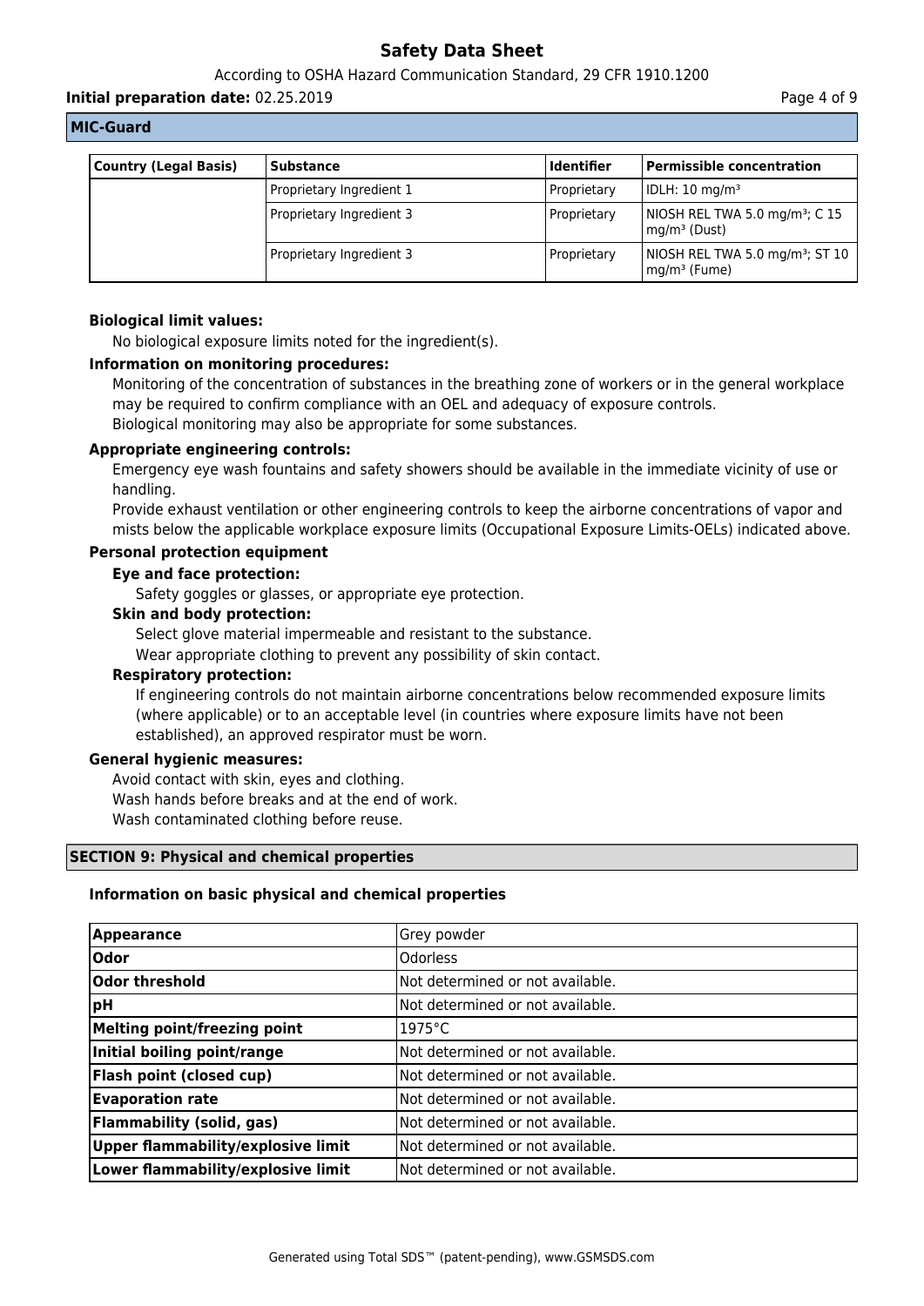**MIC-Guard**

| Country (Legal Basis) | Substance | Identifier | Permissible concentration |
| --- | --- | --- | --- |
| | Proprietary Ingredient 1 | Proprietary | IDLH: 10 mg/m³ |
| | Proprietary Ingredient 3 | Proprietary | NIOSH REL TWA 5.0 mg/m³; C 15 mg/m³ (Dust) |
| | Proprietary Ingredient 3 | Proprietary | NIOSH REL TWA 5.0 mg/m³; ST 10 mg/m³ (Fume) |

**Biological limit values:**

No biological exposure limits noted for the ingredient(s).

**Information on monitoring procedures:**

Monitoring of the concentration of substances in the breathing zone of workers or in the general workplace may be required to confirm compliance with an OEL and adequacy of exposure controls.
Biological monitoring may also be appropriate for some substances.

**Appropriate engineering controls:**

Emergency eye wash fountains and safety showers should be available in the immediate vicinity of use or handling.
Provide exhaust ventilation or other engineering controls to keep the airborne concentrations of vapor and mists below the applicable workplace exposure limits (Occupational Exposure Limits-OELs) indicated above.

**Personal protection equipment**

**Eye and face protection:**

Safety goggles or glasses, or appropriate eye protection.

**Skin and body protection:**

Select glove material impermeable and resistant to the substance.
Wear appropriate clothing to prevent any possibility of skin contact.

**Respiratory protection:**

If engineering controls do not maintain airborne concentrations below recommended exposure limits (where applicable) or to an acceptable level (in countries where exposure limits have not been established), an approved respirator must be worn.

**General hygienic measures:**

Avoid contact with skin, eyes and clothing.
Wash hands before breaks and at the end of work.
Wash contaminated clothing before reuse.

## SECTION 9: Physical and chemical properties

**Information on basic physical and chemical properties**

| Appearance | Grey powder |
| --- | --- |
| **Odor** | Odorless |
| **Odor threshold** | Not determined or not available. |
| **pH** | Not determined or not available. |
| **Melting point/freezing point** | 1975°C |
| **Initial boiling point/range** | Not determined or not available. |
| **Flash point (closed cup)** | Not determined or not available. |
| **Evaporation rate** | Not determined or not available. |
| **Flammability (solid, gas)** | Not determined or not available. |
| **Upper flammability/explosive limit** | Not determined or not available. |
| **Lower flammability/explosive limit** | Not determined or not available. |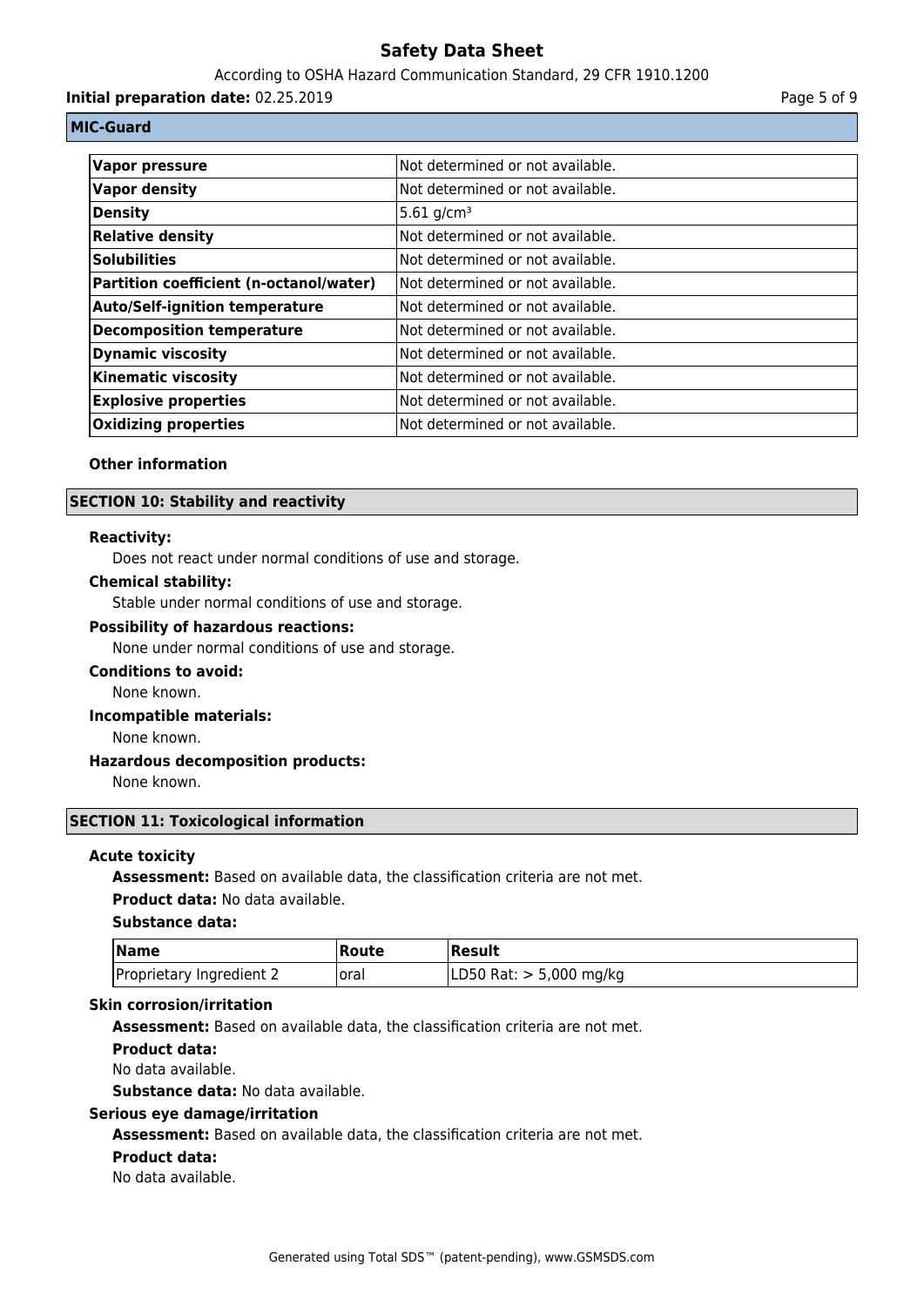**MIC-Guard**

| | |
|---|---|
| **Vapor pressure** | Not determined or not available. |
| **Vapor density** | Not determined or not available. |
| **Density** | 5.61 g/cm³ |
| **Relative density** | Not determined or not available. |
| **Solubilities** | Not determined or not available. |
| **Partition coefficient (n-octanol/water)** | Not determined or not available. |
| **Auto/Self-ignition temperature** | Not determined or not available. |
| **Decomposition temperature** | Not determined or not available. |
| **Dynamic viscosity** | Not determined or not available. |
| **Kinematic viscosity** | Not determined or not available. |
| **Explosive properties** | Not determined or not available. |
| **Oxidizing properties** | Not determined or not available. |

**Other information**

## SECTION 10: Stability and reactivity

**Reactivity:**

Does not react under normal conditions of use and storage.

**Chemical stability:**

Stable under normal conditions of use and storage.

**Possibility of hazardous reactions:**

None under normal conditions of use and storage.

**Conditions to avoid:**

None known.

**Incompatible materials:**

None known.

**Hazardous decomposition products:**

None known.

## SECTION 11: Toxicological information

**Acute toxicity**

**Assessment:** Based on available data, the classification criteria are not met.

**Product data:** No data available.

**Substance data:**

| Name | Route | Result |
|---|---|---|
| Proprietary Ingredient 2 | oral | LD50 Rat: > 5,000 mg/kg |

**Skin corrosion/irritation**

**Assessment:** Based on available data, the classification criteria are not met.

**Product data:**

No data available.

**Substance data:** No data available.

**Serious eye damage/irritation**

**Assessment:** Based on available data, the classification criteria are not met.

**Product data:**

No data available.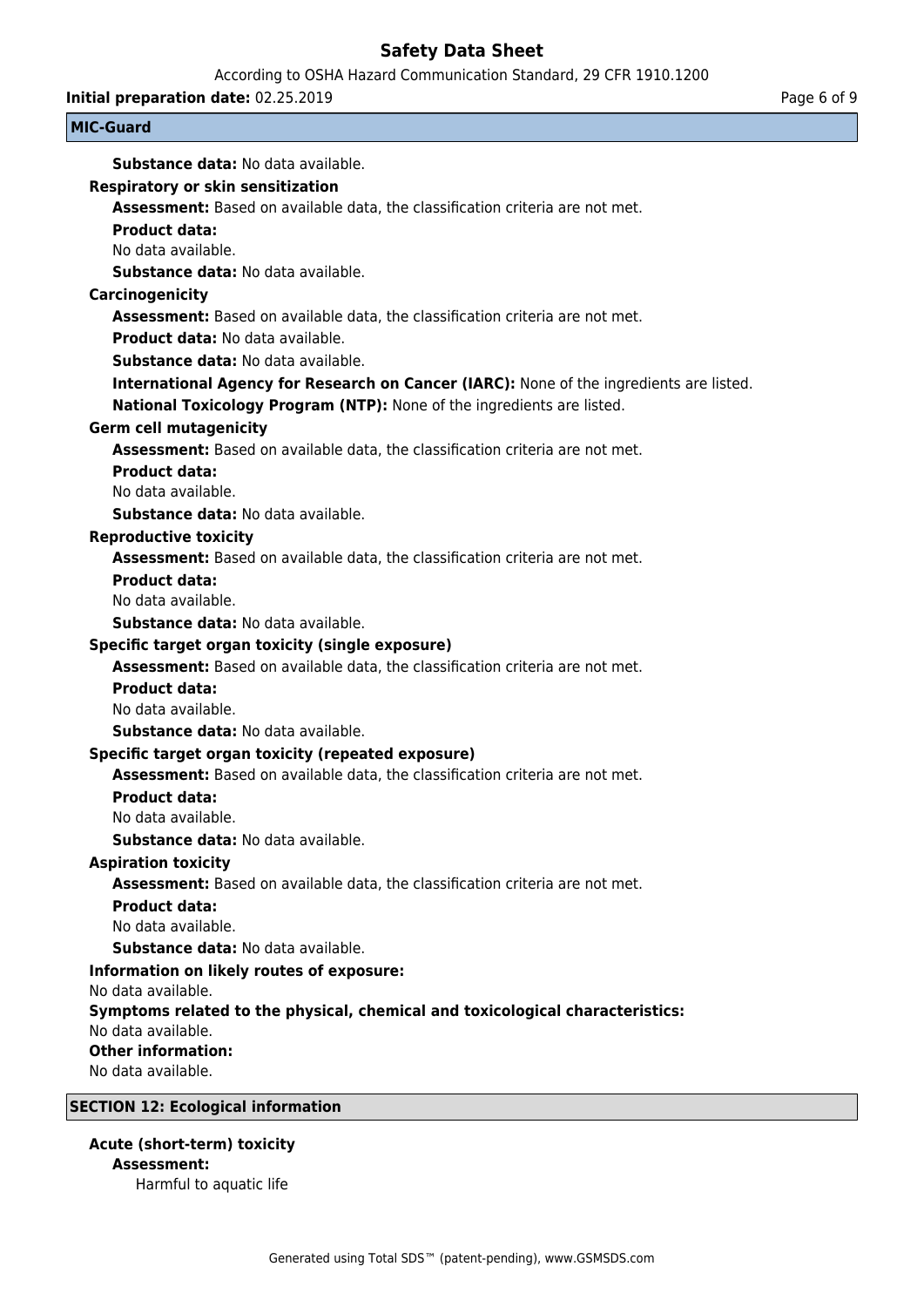**Substance data:** No data available.

### Respiratory or skin sensitization

**Assessment:** Based on available data, the classification criteria are not met.

**Product data:**

No data available.

**Substance data:** No data available.

### Carcinogenicity

**Assessment:** Based on available data, the classification criteria are not met.

**Product data:** No data available.

**Substance data:** No data available.

**International Agency for Research on Cancer (IARC):** None of the ingredients are listed.

**National Toxicology Program (NTP):** None of the ingredients are listed.

### Germ cell mutagenicity

**Assessment:** Based on available data, the classification criteria are not met.

**Product data:**

No data available.

**Substance data:** No data available.

### Reproductive toxicity

**Assessment:** Based on available data, the classification criteria are not met.

**Product data:**

No data available.

**Substance data:** No data available.

### Specific target organ toxicity (single exposure)

**Assessment:** Based on available data, the classification criteria are not met.

**Product data:**

No data available.

**Substance data:** No data available.

### Specific target organ toxicity (repeated exposure)

**Assessment:** Based on available data, the classification criteria are not met.

**Product data:**

No data available.

**Substance data:** No data available.

### Aspiration toxicity

**Assessment:** Based on available data, the classification criteria are not met.

**Product data:**

No data available.

**Substance data:** No data available.

### Information on likely routes of exposure:

No data available.

### Symptoms related to the physical, chemical and toxicological characteristics:

No data available.

### Other information:

No data available.

## SECTION 12: Ecological information

### Acute (short-term) toxicity

**Assessment:**

Harmful to aquatic life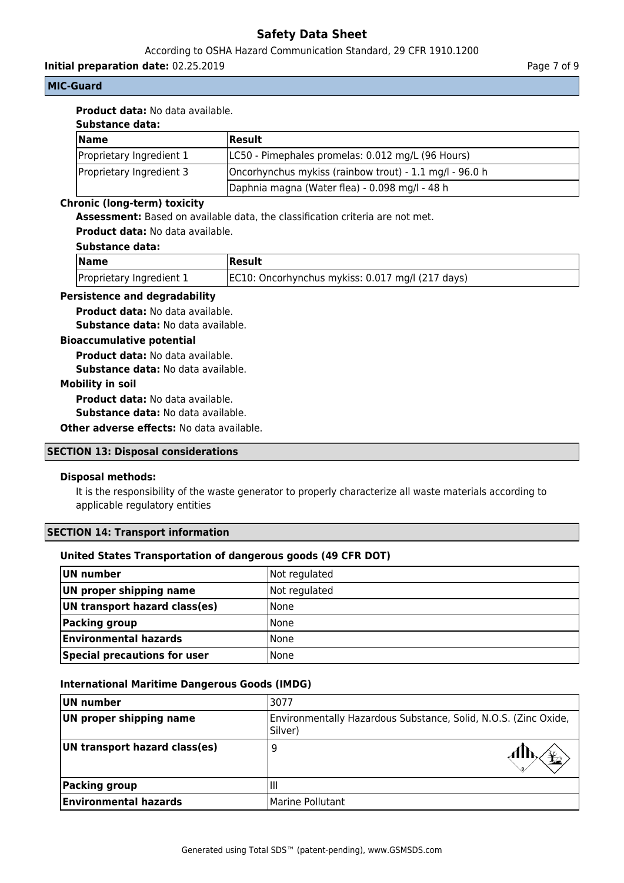**MIC-Guard**

**Product data:** No data available.

**Substance data:**

| Name | Result |
|---|---|
| Proprietary Ingredient 1 | LC50 - Pimephales promelas: 0.012 mg/L (96 Hours) |
| Proprietary Ingredient 3 | Oncorhynchus mykiss (rainbow trout) - 1.1 mg/l - 96.0 h |
| | Daphnia magna (Water flea) - 0.098 mg/l - 48 h |

**Chronic (long-term) toxicity**

**Assessment:** Based on available data, the classification criteria are not met.

**Product data:** No data available.

**Substance data:**

| Name | Result |
|---|---|
| Proprietary Ingredient 1 | EC10: Oncorhynchus mykiss: 0.017 mg/l (217 days) |

**Persistence and degradability**

**Product data:** No data available.

**Substance data:** No data available.

**Bioaccumulative potential**

**Product data:** No data available.

**Substance data:** No data available.

**Mobility in soil**

**Product data:** No data available.

**Substance data:** No data available.

**Other adverse effects:** No data available.

## SECTION 13: Disposal considerations

**Disposal methods:**

It is the responsibility of the waste generator to properly characterize all waste materials according to applicable regulatory entities

## SECTION 14: Transport information

**United States Transportation of dangerous goods (49 CFR DOT)**

| | |
|---|---|
| **UN number** | Not regulated |
| **UN proper shipping name** | Not regulated |
| **UN transport hazard class(es)** | None |
| **Packing group** | None |
| **Environmental hazards** | None |
| **Special precautions for user** | None |

**International Maritime Dangerous Goods (IMDG)**

| | |
|---|---|
| **UN number** | 3077 |
| **UN proper shipping name** | Environmentally Hazardous Substance, Solid, N.O.S. (Zinc Oxide, Silver) |
| **UN transport hazard class(es)** | 9 |
| **Packing group** | III |
| **Environmental hazards** | Marine Pollutant |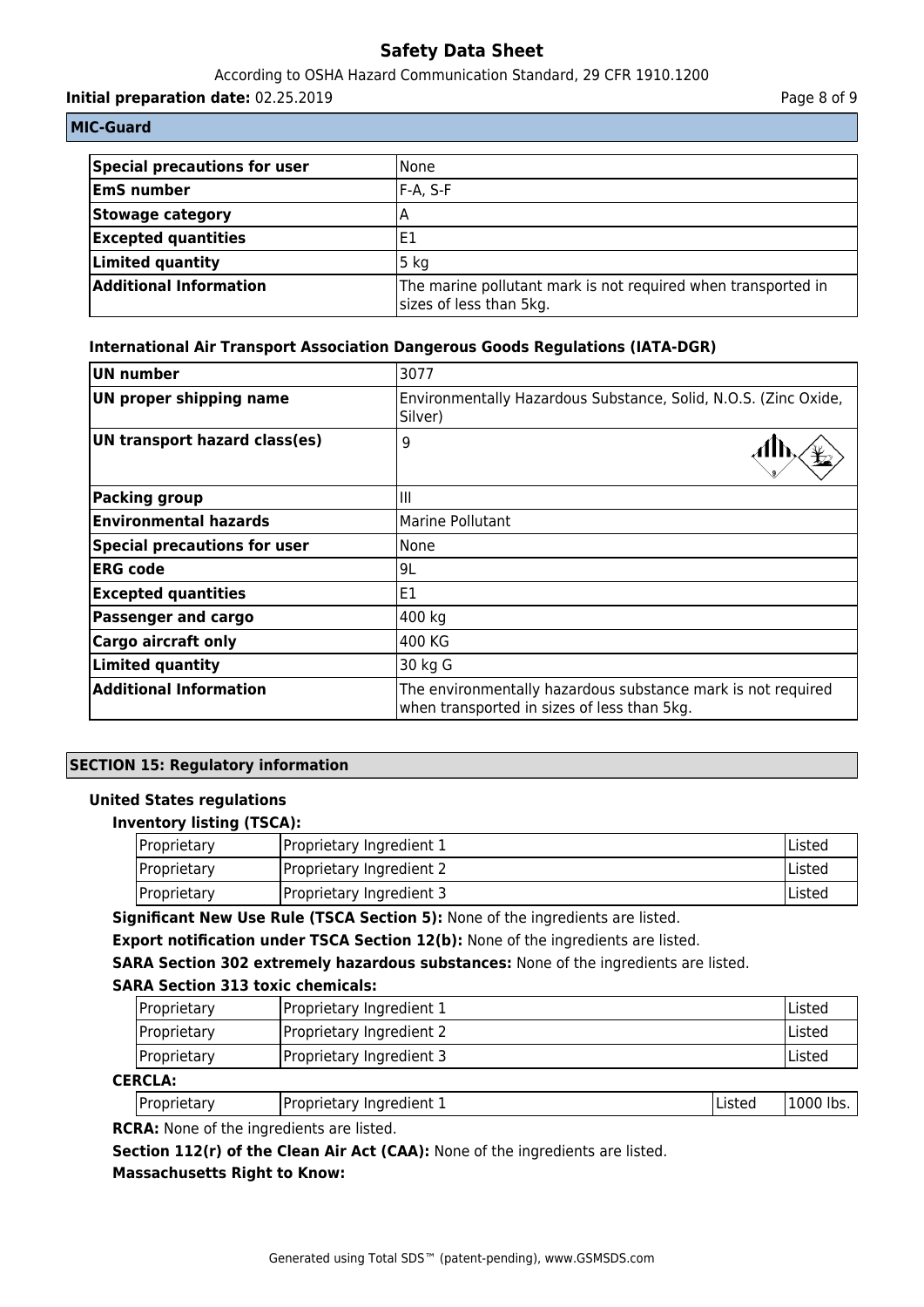**MIC-Guard**

| Special precautions for user | None |
|---|---|
| EmS number | F-A, S-F |
| Stowage category | A |
| Excepted quantities | E1 |
| Limited quantity | 5 kg |
| Additional Information | The marine pollutant mark is not required when transported in sizes of less than 5kg. |

### International Air Transport Association Dangerous Goods Regulations (IATA-DGR)

| UN number | 3077 |
|---|---|
| UN proper shipping name | Environmentally Hazardous Substance, Solid, N.O.S. (Zinc Oxide, Silver) |
| UN transport hazard class(es) | 9 |
| Packing group | III |
| Environmental hazards | Marine Pollutant |
| Special precautions for user | None |
| ERG code | 9L |
| Excepted quantities | E1 |
| Passenger and cargo | 400 kg |
| Cargo aircraft only | 400 KG |
| Limited quantity | 30 kg G |
| Additional Information | The environmentally hazardous substance mark is not required when transported in sizes of less than 5kg. |

## SECTION 15: Regulatory information

### United States regulations

**Inventory listing (TSCA):**

| Proprietary | Proprietary Ingredient 1 | Listed |
|---|---|---|
| Proprietary | Proprietary Ingredient 2 | Listed |
| Proprietary | Proprietary Ingredient 3 | Listed |

**Significant New Use Rule (TSCA Section 5):** None of the ingredients are listed.

**Export notification under TSCA Section 12(b):** None of the ingredients are listed.

**SARA Section 302 extremely hazardous substances:** None of the ingredients are listed.

**SARA Section 313 toxic chemicals:**

| Proprietary | Proprietary Ingredient 1 | Listed |
|---|---|---|
| Proprietary | Proprietary Ingredient 2 | Listed |
| Proprietary | Proprietary Ingredient 3 | Listed |

**CERCLA:**

| Proprietary | Proprietary Ingredient 1 | Listed | 1000 lbs. |
|---|---|---|---|

**RCRA:** None of the ingredients are listed.

**Section 112(r) of the Clean Air Act (CAA):** None of the ingredients are listed.

**Massachusetts Right to Know:**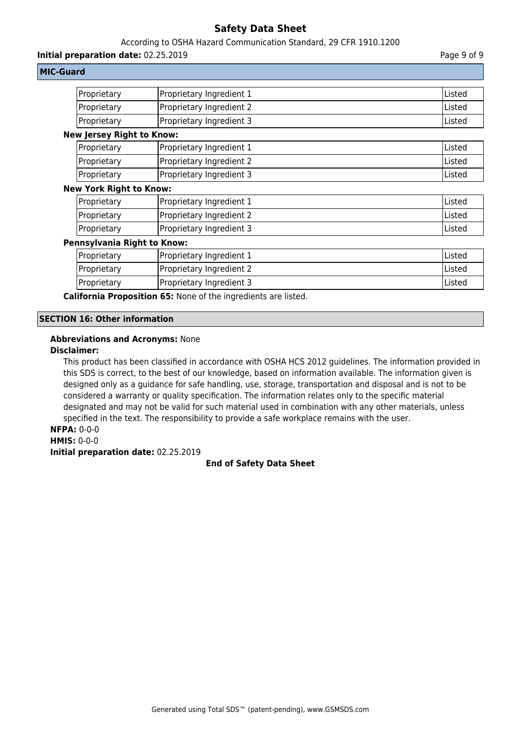**MIC-Guard**

| | | |
|---|---|---|
| Proprietary | Proprietary Ingredient 1 | Listed |
| Proprietary | Proprietary Ingredient 2 | Listed |
| Proprietary | Proprietary Ingredient 3 | Listed |

**New Jersey Right to Know:**

| | | |
|---|---|---|
| Proprietary | Proprietary Ingredient 1 | Listed |
| Proprietary | Proprietary Ingredient 2 | Listed |
| Proprietary | Proprietary Ingredient 3 | Listed |

**New York Right to Know:**

| | | |
|---|---|---|
| Proprietary | Proprietary Ingredient 1 | Listed |
| Proprietary | Proprietary Ingredient 2 | Listed |
| Proprietary | Proprietary Ingredient 3 | Listed |

**Pennsylvania Right to Know:**

| | | |
|---|---|---|
| Proprietary | Proprietary Ingredient 1 | Listed |
| Proprietary | Proprietary Ingredient 2 | Listed |
| Proprietary | Proprietary Ingredient 3 | Listed |

**California Proposition 65:** None of the ingredients are listed.

## SECTION 16: Other information

**Abbreviations and Acronyms:** None

**Disclaimer:**

This product has been classified in accordance with OSHA HCS 2012 guidelines. The information provided in this SDS is correct, to the best of our knowledge, based on information available. The information given is designed only as a guidance for safe handling, use, storage, transportation and disposal and is not to be considered a warranty or quality specification. The information relates only to the specific material designated and may not be valid for such material used in combination with any other materials, unless specified in the text. The responsibility to provide a safe workplace remains with the user.

**NFPA:** 0-0-0

**HMIS:** 0-0-0

**Initial preparation date:** 02.25.2019

**End of Safety Data Sheet**